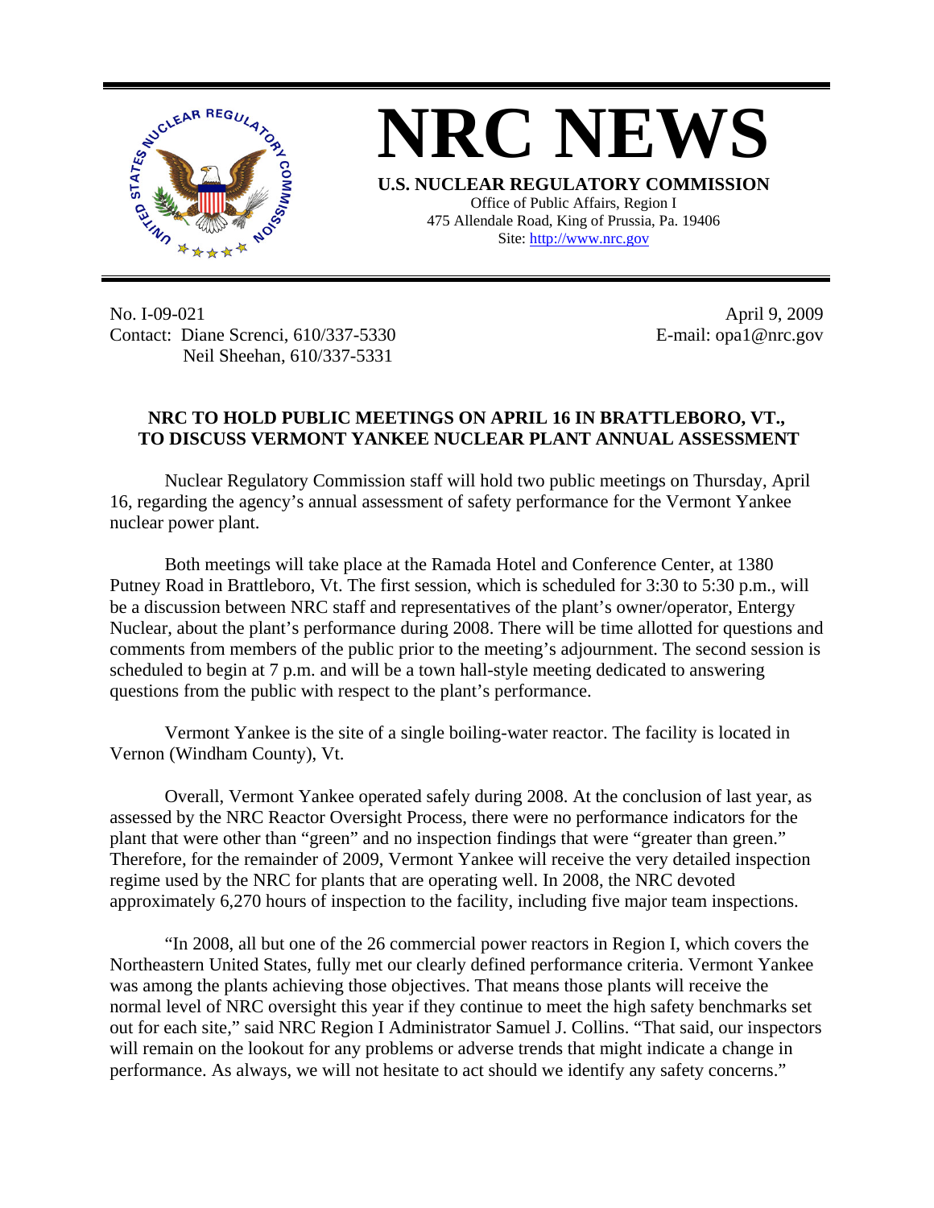# NRC NEWS

**U.S. NUCLEAR REGULATORY COMMISSION**

Office of Public Affairs, Region I
475 Allendale Road, King of Prussia, Pa. 19406
Site: http://www.nrc.gov

No. I-09-021
Contact: Diane Screnci, 610/337-5330
Neil Sheehan, 610/337-5331

April 9, 2009
E-mail: opa1@nrc.gov

## NRC TO HOLD PUBLIC MEETINGS ON APRIL 16 IN BRATTLEBORO, VT., TO DISCUSS VERMONT YANKEE NUCLEAR PLANT ANNUAL ASSESSMENT

Nuclear Regulatory Commission staff will hold two public meetings on Thursday, April 16, regarding the agency's annual assessment of safety performance for the Vermont Yankee nuclear power plant.

Both meetings will take place at the Ramada Hotel and Conference Center, at 1380 Putney Road in Brattleboro, Vt. The first session, which is scheduled for 3:30 to 5:30 p.m., will be a discussion between NRC staff and representatives of the plant's owner/operator, Entergy Nuclear, about the plant's performance during 2008. There will be time allotted for questions and comments from members of the public prior to the meeting's adjournment. The second session is scheduled to begin at 7 p.m. and will be a town hall-style meeting dedicated to answering questions from the public with respect to the plant's performance.

Vermont Yankee is the site of a single boiling-water reactor. The facility is located in Vernon (Windham County), Vt.

Overall, Vermont Yankee operated safely during 2008. At the conclusion of last year, as assessed by the NRC Reactor Oversight Process, there were no performance indicators for the plant that were other than "green" and no inspection findings that were "greater than green." Therefore, for the remainder of 2009, Vermont Yankee will receive the very detailed inspection regime used by the NRC for plants that are operating well. In 2008, the NRC devoted approximately 6,270 hours of inspection to the facility, including five major team inspections.

"In 2008, all but one of the 26 commercial power reactors in Region I, which covers the Northeastern United States, fully met our clearly defined performance criteria. Vermont Yankee was among the plants achieving those objectives. That means those plants will receive the normal level of NRC oversight this year if they continue to meet the high safety benchmarks set out for each site," said NRC Region I Administrator Samuel J. Collins. "That said, our inspectors will remain on the lookout for any problems or adverse trends that might indicate a change in performance. As always, we will not hesitate to act should we identify any safety concerns."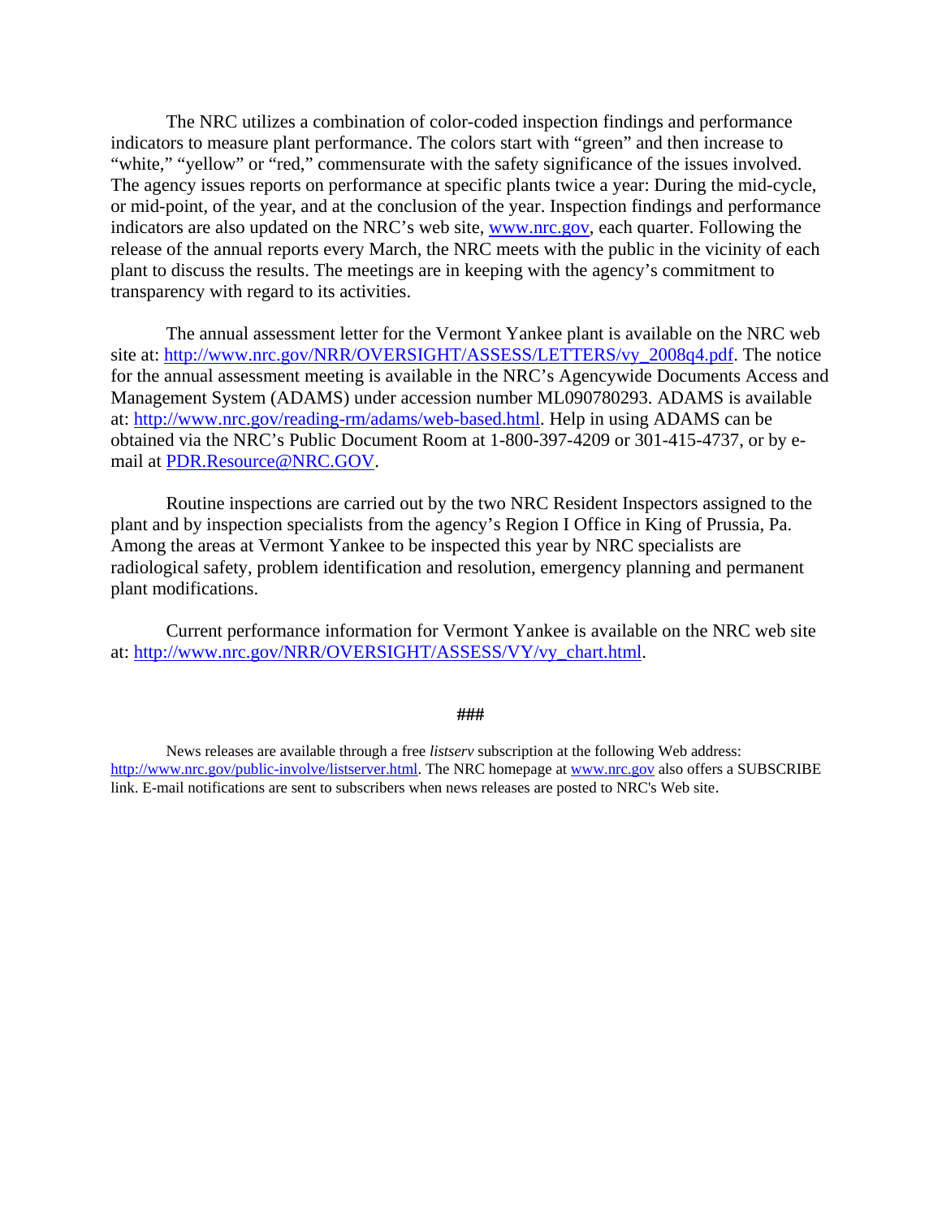The NRC utilizes a combination of color-coded inspection findings and performance indicators to measure plant performance. The colors start with “green” and then increase to “white,” “yellow” or “red,” commensurate with the safety significance of the issues involved. The agency issues reports on performance at specific plants twice a year: During the mid-cycle, or mid-point, of the year, and at the conclusion of the year. Inspection findings and performance indicators are also updated on the NRC’s web site, www.nrc.gov, each quarter. Following the release of the annual reports every March, the NRC meets with the public in the vicinity of each plant to discuss the results. The meetings are in keeping with the agency’s commitment to transparency with regard to its activities.

The annual assessment letter for the Vermont Yankee plant is available on the NRC web site at: http://www.nrc.gov/NRR/OVERSIGHT/ASSESS/LETTERS/vy_2008q4.pdf. The notice for the annual assessment meeting is available in the NRC’s Agencywide Documents Access and Management System (ADAMS) under accession number ML090780293. ADAMS is available at: http://www.nrc.gov/reading-rm/adams/web-based.html. Help in using ADAMS can be obtained via the NRC’s Public Document Room at 1-800-397-4209 or 301-415-4737, or by e-mail at PDR.Resource@NRC.GOV.

Routine inspections are carried out by the two NRC Resident Inspectors assigned to the plant and by inspection specialists from the agency’s Region I Office in King of Prussia, Pa. Among the areas at Vermont Yankee to be inspected this year by NRC specialists are radiological safety, problem identification and resolution, emergency planning and permanent plant modifications.

Current performance information for Vermont Yankee is available on the NRC web site at: http://www.nrc.gov/NRR/OVERSIGHT/ASSESS/VY/vy_chart.html.

###

News releases are available through a free *listserv* subscription at the following Web address: http://www.nrc.gov/public-involve/listserver.html. The NRC homepage at www.nrc.gov also offers a SUBSCRIBE link. E-mail notifications are sent to subscribers when news releases are posted to NRC's Web site.